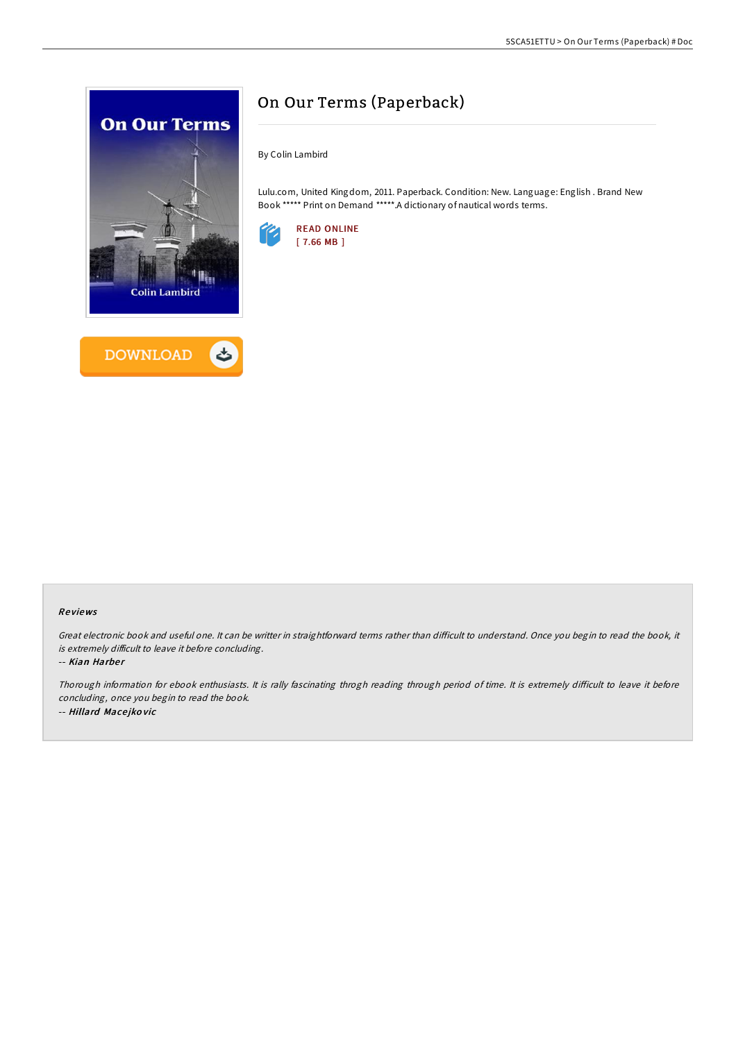# On Our Terms (Paperback)

By Colin Lambird

Lulu.com, United Kingdom, 2011. Paperback. Condition: New. Language: English . Brand New Book ***** Print on Demand *****.A dictionary of nautical words terms.

READ ONLINE
[ 7.66 MB ]

DOWNLOAD

### Reviews

*Great electronic book and useful one. It can be writter in straightforward terms rather than difficult to understand. Once you begin to read the book, it is extremely difficult to leave it before concluding.*

*-- Kian Harber*

*Thorough information for ebook enthusiasts. It is rally fascinating throgh reading through period of time. It is extremely difficult to leave it before concluding, once you begin to read the book.*

*-- Hillard Macejkovic*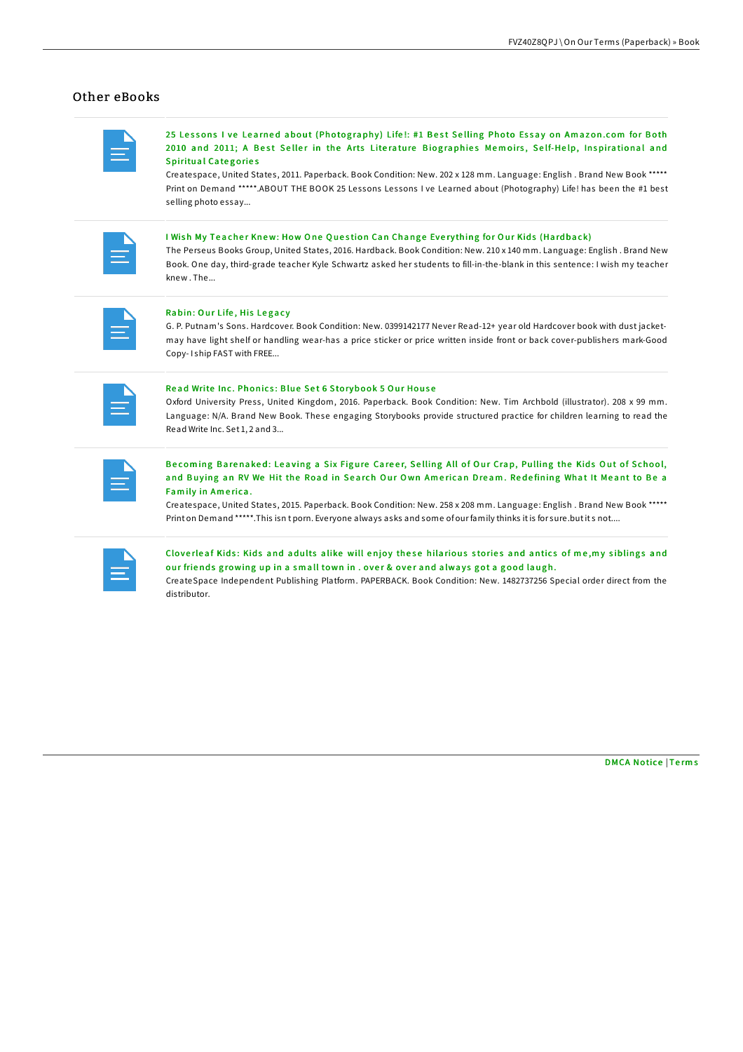## Other eBooks

**25 Lessons I ve Learned about (Photography) Life!: #1 Best Selling Photo Essay on Amazon.com for Both 2010 and 2011; A Best Seller in the Arts Literature Biographies Memoirs, Self-Help, Inspirational and Spiritual Categories**

Createspace, United States, 2011. Paperback. Book Condition: New. 202 x 128 mm. Language: English . Brand New Book ***** Print on Demand *****.ABOUT THE BOOK 25 Lessons Lessons I ve Learned about (Photography) Life! has been the #1 best selling photo essay...

**I Wish My Teacher Knew: How One Question Can Change Everything for Our Kids (Hardback)**

The Perseus Books Group, United States, 2016. Hardback. Book Condition: New. 210 x 140 mm. Language: English . Brand New Book. One day, third-grade teacher Kyle Schwartz asked her students to fill-in-the-blank in this sentence: I wish my teacher knew . The...

**Rabin: Our Life, His Legacy**

G. P. Putnam's Sons. Hardcover. Book Condition: New. 0399142177 Never Read-12+ year old Hardcover book with dust jacket-may have light shelf or handling wear-has a price sticker or price written inside front or back cover-publishers mark-Good Copy- I ship FAST with FREE...

**Read Write Inc. Phonics: Blue Set 6 Storybook 5 Our House**

Oxford University Press, United Kingdom, 2016. Paperback. Book Condition: New. Tim Archbold (illustrator). 208 x 99 mm. Language: N/A. Brand New Book. These engaging Storybooks provide structured practice for children learning to read the Read Write Inc. Set 1, 2 and 3...

**Becoming Barenaked: Leaving a Six Figure Career, Selling All of Our Crap, Pulling the Kids Out of School, and Buying an RV We Hit the Road in Search Our Own American Dream. Redefining What It Meant to Be a Family in America.**

Createspace, United States, 2015. Paperback. Book Condition: New. 258 x 208 mm. Language: English . Brand New Book ***** Print on Demand *****.This isn t porn. Everyone always asks and some of our family thinks it is for sure.but it s not....

**Cloverleaf Kids: Kids and adults alike will enjoy these hilarious stories and antics of me,my siblings and our friends growing up in a small town in . over & over and always got a good laugh.**

CreateSpace Independent Publishing Platform. PAPERBACK. Book Condition: New. 1482737256 Special order direct from the distributor.